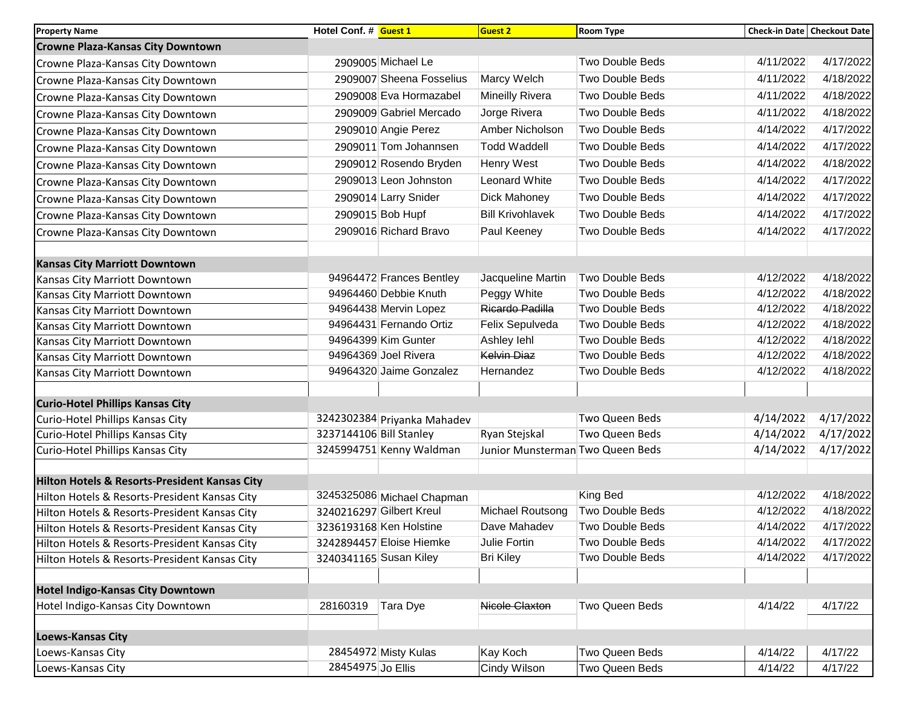| Property Name | Hotel Conf. # | Guest 1 | Guest 2 | Room Type | Check-in Date | Checkout Date |
|---|---|---|---|---|---|---|
| **Crowne Plaza-Kansas City Downtown** | | | | | | |
| Crowne Plaza-Kansas City Downtown | 2909005 | Michael Le | | Two Double Beds | 4/11/2022 | 4/17/2022 |
| Crowne Plaza-Kansas City Downtown | 2909007 | Sheena Fosselius | Marcy Welch | Two Double Beds | 4/11/2022 | 4/18/2022 |
| Crowne Plaza-Kansas City Downtown | 2909008 | Eva Hormazabel | Mineilly Rivera | Two Double Beds | 4/11/2022 | 4/18/2022 |
| Crowne Plaza-Kansas City Downtown | 2909009 | Gabriel Mercado | Jorge Rivera | Two Double Beds | 4/11/2022 | 4/18/2022 |
| Crowne Plaza-Kansas City Downtown | 2909010 | Angie Perez | Amber Nicholson | Two Double Beds | 4/14/2022 | 4/17/2022 |
| Crowne Plaza-Kansas City Downtown | 2909011 | Tom Johannsen | Todd Waddell | Two Double Beds | 4/14/2022 | 4/17/2022 |
| Crowne Plaza-Kansas City Downtown | 2909012 | Rosendo Bryden | Henry West | Two Double Beds | 4/14/2022 | 4/18/2022 |
| Crowne Plaza-Kansas City Downtown | 2909013 | Leon Johnston | Leonard White | Two Double Beds | 4/14/2022 | 4/17/2022 |
| Crowne Plaza-Kansas City Downtown | 2909014 | Larry Snider | Dick Mahoney | Two Double Beds | 4/14/2022 | 4/17/2022 |
| Crowne Plaza-Kansas City Downtown | 2909015 | Bob Hupf | Bill Krivohlavek | Two Double Beds | 4/14/2022 | 4/17/2022 |
| Crowne Plaza-Kansas City Downtown | 2909016 | Richard Bravo | Paul Keeney | Two Double Beds | 4/14/2022 | 4/17/2022 |
| | | | | | | |
| **Kansas City Marriott Downtown** | | | | | | |
| Kansas City Marriott Downtown | 94964472 | Frances Bentley | Jacqueline Martin | Two Double Beds | 4/12/2022 | 4/18/2022 |
| Kansas City Marriott Downtown | 94964460 | Debbie Knuth | Peggy White | Two Double Beds | 4/12/2022 | 4/18/2022 |
| Kansas City Marriott Downtown | 94964438 | Mervin Lopez | ~~Ricardo Padilla~~ | Two Double Beds | 4/12/2022 | 4/18/2022 |
| Kansas City Marriott Downtown | 94964431 | Fernando Ortiz | Felix Sepulveda | Two Double Beds | 4/12/2022 | 4/18/2022 |
| Kansas City Marriott Downtown | 94964399 | Kim Gunter | Ashley Iehl | Two Double Beds | 4/12/2022 | 4/18/2022 |
| Kansas City Marriott Downtown | 94964369 | Joel Rivera | ~~Kelvin Diaz~~ | Two Double Beds | 4/12/2022 | 4/18/2022 |
| Kansas City Marriott Downtown | 94964320 | Jaime Gonzalez | Hernandez | Two Double Beds | 4/12/2022 | 4/18/2022 |
| | | | | | | |
| **Curio-Hotel Phillips Kansas City** | | | | | | |
| Curio-Hotel Phillips Kansas City | 3242302384 | Priyanka Mahadev | | Two Queen Beds | 4/14/2022 | 4/17/2022 |
| Curio-Hotel Phillips Kansas City | 3237144106 | Bill Stanley | Ryan Stejskal | Two Queen Beds | 4/14/2022 | 4/17/2022 |
| Curio-Hotel Phillips Kansas City | 3245994751 | Kenny Waldman | Junior Munsterman | Two Queen Beds | 4/14/2022 | 4/17/2022 |
| | | | | | | |
| **Hilton Hotels & Resorts-President Kansas City** | | | | | | |
| Hilton Hotels & Resorts-President Kansas City | 3245325086 | Michael Chapman | | King Bed | 4/12/2022 | 4/18/2022 |
| Hilton Hotels & Resorts-President Kansas City | 3240216297 | Gilbert Kreul | Michael Routsong | Two Double Beds | 4/12/2022 | 4/18/2022 |
| Hilton Hotels & Resorts-President Kansas City | 3236193168 | Ken Holstine | Dave Mahadev | Two Double Beds | 4/14/2022 | 4/17/2022 |
| Hilton Hotels & Resorts-President Kansas City | 3242894457 | Eloise Hiemke | Julie Fortin | Two Double Beds | 4/14/2022 | 4/17/2022 |
| Hilton Hotels & Resorts-President Kansas City | 3240341165 | Susan Kiley | Bri Kiley | Two Double Beds | 4/14/2022 | 4/17/2022 |
| | | | | | | |
| **Hotel Indigo-Kansas City Downtown** | | | | | | |
| Hotel Indigo-Kansas City Downtown | 28160319 | Tara Dye | ~~Nicole Claxton~~ | Two Queen Beds | 4/14/22 | 4/17/22 |
| | | | | | | |
| **Loews-Kansas City** | | | | | | |
| Loews-Kansas City | 28454972 | Misty Kulas | Kay Koch | Two Queen Beds | 4/14/22 | 4/17/22 |
| Loews-Kansas City | 28454975 | Jo Ellis | Cindy Wilson | Two Queen Beds | 4/14/22 | 4/17/22 |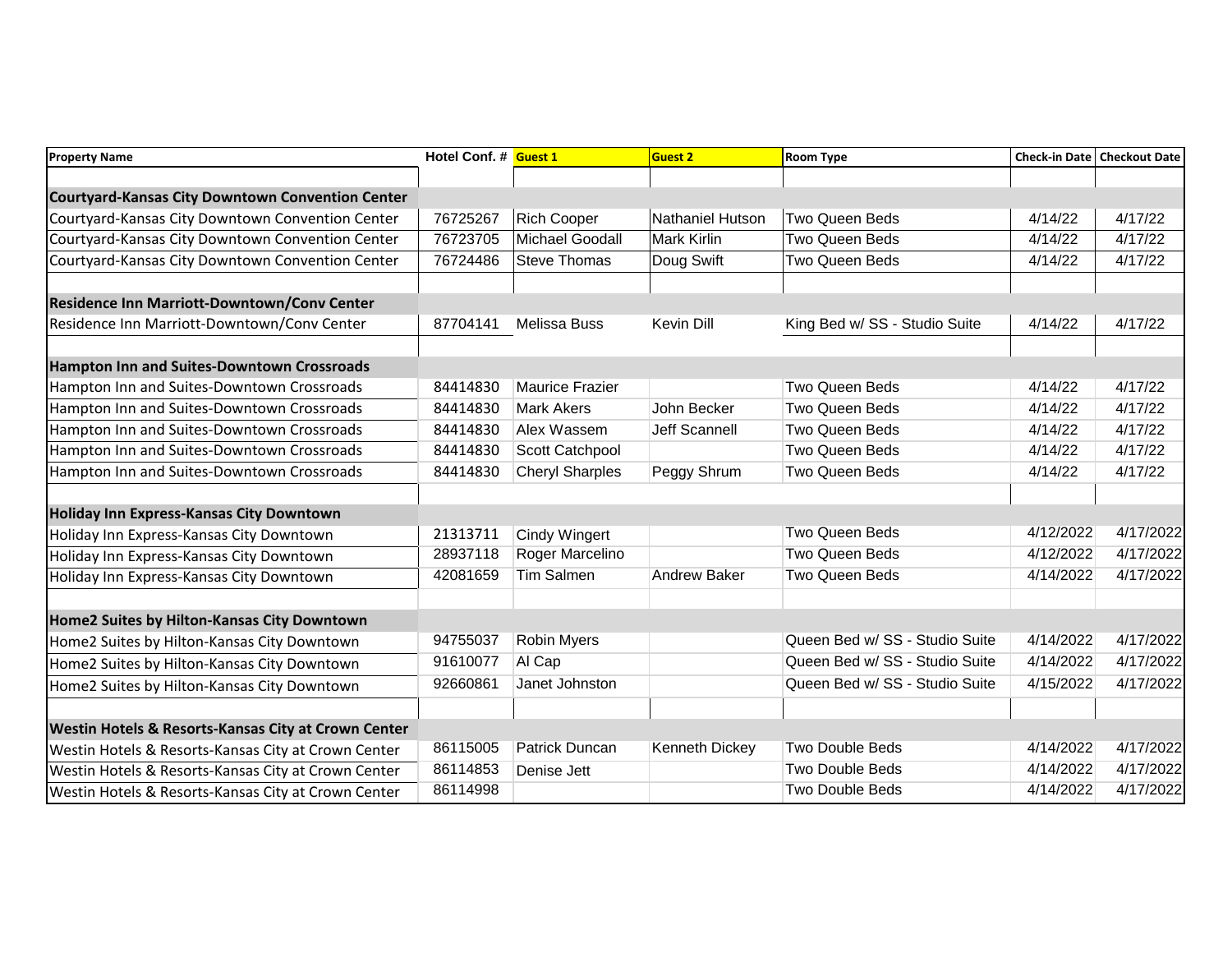| Property Name | Hotel Conf. # | Guest 1 | Guest 2 | Room Type | Check-in Date | Checkout Date |
|---|---|---|---|---|---|---|
| | | | | | | |
| **Courtyard-Kansas City Downtown Convention Center** | | | | | | |
| Courtyard-Kansas City Downtown Convention Center | 76725267 | Rich Cooper | Nathaniel Hutson | Two Queen Beds | 4/14/22 | 4/17/22 |
| Courtyard-Kansas City Downtown Convention Center | 76723705 | Michael Goodall | Mark Kirlin | Two Queen Beds | 4/14/22 | 4/17/22 |
| Courtyard-Kansas City Downtown Convention Center | 76724486 | Steve Thomas | Doug Swift | Two Queen Beds | 4/14/22 | 4/17/22 |
| | | | | | | |
| **Residence Inn Marriott-Downtown/Conv Center** | | | | | | |
| Residence Inn Marriott-Downtown/Conv Center | 87704141 | Melissa Buss | Kevin Dill | King Bed w/ SS - Studio Suite | 4/14/22 | 4/17/22 |
| | | | | | | |
| **Hampton Inn and Suites-Downtown Crossroads** | | | | | | |
| Hampton Inn and Suites-Downtown Crossroads | 84414830 | Maurice Frazier | | Two Queen Beds | 4/14/22 | 4/17/22 |
| Hampton Inn and Suites-Downtown Crossroads | 84414830 | Mark Akers | John Becker | Two Queen Beds | 4/14/22 | 4/17/22 |
| Hampton Inn and Suites-Downtown Crossroads | 84414830 | Alex Wassem | Jeff Scannell | Two Queen Beds | 4/14/22 | 4/17/22 |
| Hampton Inn and Suites-Downtown Crossroads | 84414830 | Scott Catchpool | | Two Queen Beds | 4/14/22 | 4/17/22 |
| Hampton Inn and Suites-Downtown Crossroads | 84414830 | Cheryl Sharples | Peggy Shrum | Two Queen Beds | 4/14/22 | 4/17/22 |
| | | | | | | |
| **Holiday Inn Express-Kansas City Downtown** | | | | | | |
| Holiday Inn Express-Kansas City Downtown | 21313711 | Cindy Wingert | | Two Queen Beds | 4/12/2022 | 4/17/2022 |
| Holiday Inn Express-Kansas City Downtown | 28937118 | Roger Marcelino | | Two Queen Beds | 4/12/2022 | 4/17/2022 |
| Holiday Inn Express-Kansas City Downtown | 42081659 | Tim Salmen | Andrew Baker | Two Queen Beds | 4/14/2022 | 4/17/2022 |
| | | | | | | |
| **Home2 Suites by Hilton-Kansas City Downtown** | | | | | | |
| Home2 Suites by Hilton-Kansas City Downtown | 94755037 | Robin Myers | | Queen Bed w/ SS - Studio Suite | 4/14/2022 | 4/17/2022 |
| Home2 Suites by Hilton-Kansas City Downtown | 91610077 | Al Cap | | Queen Bed w/ SS - Studio Suite | 4/14/2022 | 4/17/2022 |
| Home2 Suites by Hilton-Kansas City Downtown | 92660861 | Janet Johnston | | Queen Bed w/ SS - Studio Suite | 4/15/2022 | 4/17/2022 |
| | | | | | | |
| **Westin Hotels & Resorts-Kansas City at Crown Center** | | | | | | |
| Westin Hotels & Resorts-Kansas City at Crown Center | 86115005 | Patrick Duncan | Kenneth Dickey | Two Double Beds | 4/14/2022 | 4/17/2022 |
| Westin Hotels & Resorts-Kansas City at Crown Center | 86114853 | Denise Jett | | Two Double Beds | 4/14/2022 | 4/17/2022 |
| Westin Hotels & Resorts-Kansas City at Crown Center | 86114998 | | | Two Double Beds | 4/14/2022 | 4/17/2022 |